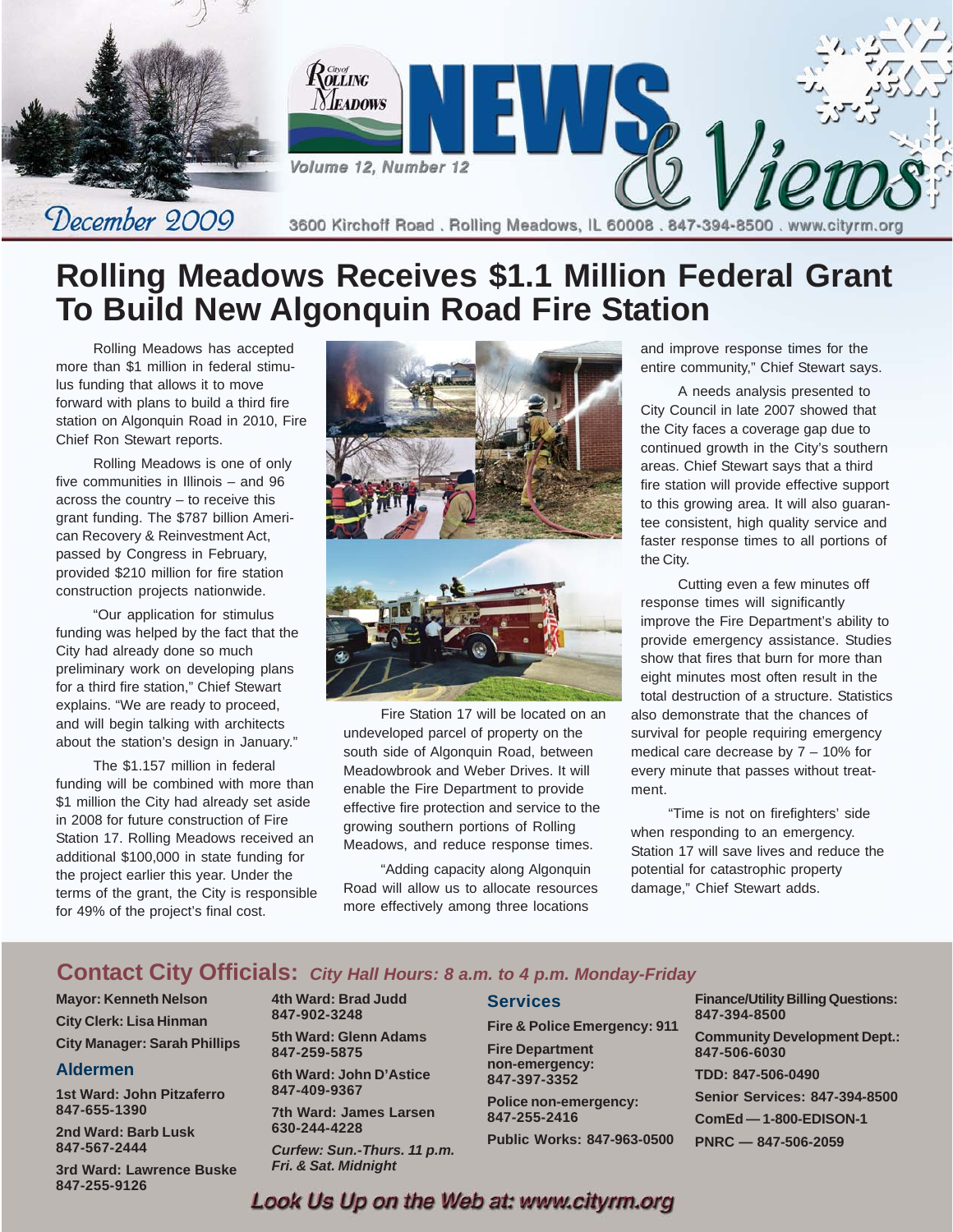# City of Rolling Meadows NEWS & Views

December 2009

Volume 12, Number 12

3600 Kirchoff Road . Rolling Meadows, IL 60008 . 847-394-8500 . www.cityrm.org

# Rolling Meadows Receives $1.1 Million Federal Grant To Build New Algonquin Road Fire Station

Rolling Meadows has accepted more than $1 million in federal stimulus funding that allows it to move forward with plans to build a third fire station on Algonquin Road in 2010, Fire Chief Ron Stewart reports.

Rolling Meadows is one of only five communities in Illinois – and 96 across the country – to receive this grant funding. The $787 billion American Recovery & Reinvestment Act, passed by Congress in February, provided $210 million for fire station construction projects nationwide.

"Our application for stimulus funding was helped by the fact that the City had already done so much preliminary work on developing plans for a third fire station," Chief Stewart explains. "We are ready to proceed, and will begin talking with architects about the station's design in January."

The $1.157 million in federal funding will be combined with more than $1 million the City had already set aside in 2008 for future construction of Fire Station 17. Rolling Meadows received an additional $100,000 in state funding for the project earlier this year. Under the terms of the grant, the City is responsible for 49% of the project's final cost.

Fire Station 17 will be located on an undeveloped parcel of property on the south side of Algonquin Road, between Meadowbrook and Weber Drives. It will enable the Fire Department to provide effective fire protection and service to the growing southern portions of Rolling Meadows, and reduce response times.

"Adding capacity along Algonquin Road will allow us to allocate resources more effectively among three locations and improve response times for the entire community," Chief Stewart says.

A needs analysis presented to City Council in late 2007 showed that the City faces a coverage gap due to continued growth in the City's southern areas. Chief Stewart says that a third fire station will provide effective support to this growing area. It will also guarantee consistent, high quality service and faster response times to all portions of the City.

Cutting even a few minutes off response times will significantly improve the Fire Department's ability to provide emergency assistance. Studies show that fires that burn for more than eight minutes most often result in the total destruction of a structure. Statistics also demonstrate that the chances of survival for people requiring emergency medical care decrease by 7 – 10% for every minute that passes without treatment.

"Time is not on firefighters' side when responding to an emergency. Station 17 will save lives and reduce the potential for catastrophic property damage," Chief Stewart adds.

## Contact City Officials: *City Hall Hours: 8 a.m. to 4 p.m. Monday-Friday*

**Mayor: Kenneth Nelson**

**City Clerk: Lisa Hinman**

**City Manager: Sarah Phillips**

### Aldermen

**1st Ward: John Pitzaferro**
**847-655-1390**

**2nd Ward: Barb Lusk**
**847-567-2444**

**3rd Ward: Lawrence Buske**
**847-255-9126**

**4th Ward: Brad Judd**
**847-902-3248**

**5th Ward: Glenn Adams**
**847-259-5875**

**6th Ward: John D'Astice**
**847-409-9367**

**7th Ward: James Larsen**
**630-244-4228**

***Curfew: Sun.-Thurs. 11 p.m.***
***Fri. & Sat. Midnight***

### Services

**Fire & Police Emergency: 911**

**Fire Department non-emergency:**
**847-397-3352**

**Police non-emergency:**
**847-255-2416**

**Public Works: 847-963-0500**

**Finance/Utility Billing Questions:**
**847-394-8500**

**Community Development Dept.:**
**847-506-6030**

**TDD: 847-506-0490**

**Senior Services: 847-394-8500**

**ComEd — 1-800-EDISON-1**

**PNRC — 847-506-2059**

***Look Us Up on the Web at: www.cityrm.org***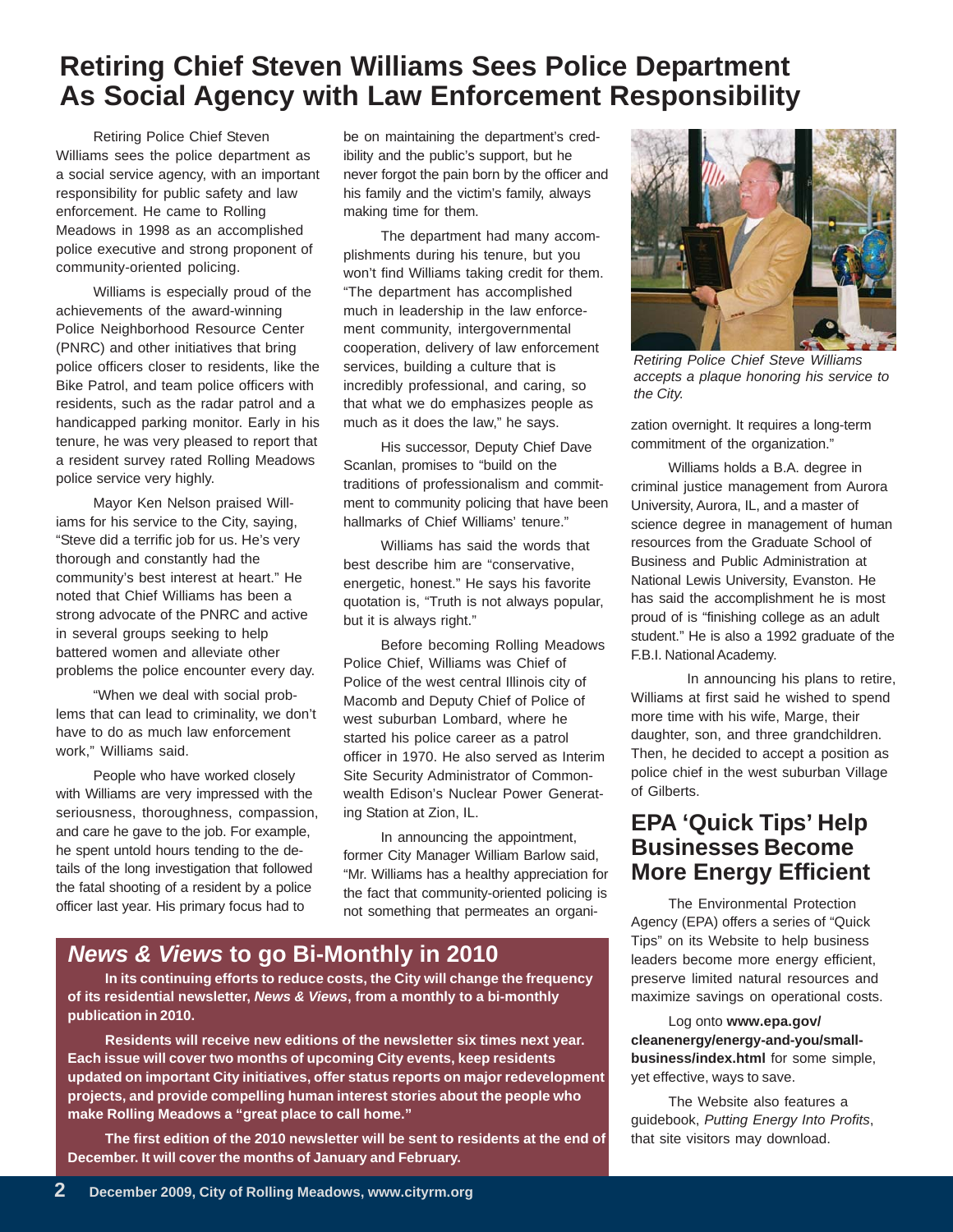# Retiring Chief Steven Williams Sees Police Department As Social Agency with Law Enforcement Responsibility

Retiring Police Chief Steven Williams sees the police department as a social service agency, with an important responsibility for public safety and law enforcement. He came to Rolling Meadows in 1998 as an accomplished police executive and strong proponent of community-oriented policing.

Williams is especially proud of the achievements of the award-winning Police Neighborhood Resource Center (PNRC) and other initiatives that bring police officers closer to residents, like the Bike Patrol, and team police officers with residents, such as the radar patrol and a handicapped parking monitor. Early in his tenure, he was very pleased to report that a resident survey rated Rolling Meadows police service very highly.

Mayor Ken Nelson praised Williams for his service to the City, saying, "Steve did a terrific job for us. He's very thorough and constantly had the community's best interest at heart." He noted that Chief Williams has been a strong advocate of the PNRC and active in several groups seeking to help battered women and alleviate other problems the police encounter every day.

"When we deal with social problems that can lead to criminality, we don't have to do as much law enforcement work," Williams said.

People who have worked closely with Williams are very impressed with the seriousness, thoroughness, compassion, and care he gave to the job. For example, he spent untold hours tending to the details of the long investigation that followed the fatal shooting of a resident by a police officer last year. His primary focus had to be on maintaining the department's credibility and the public's support, but he never forgot the pain born by the officer and his family and the victim's family, always making time for them.

The department had many accomplishments during his tenure, but you won't find Williams taking credit for them. "The department has accomplished much in leadership in the law enforcement community, intergovernmental cooperation, delivery of law enforcement services, building a culture that is incredibly professional, and caring, so that what we do emphasizes people as much as it does the law," he says.

His successor, Deputy Chief Dave Scanlan, promises to "build on the traditions of professionalism and commitment to community policing that have been hallmarks of Chief Williams' tenure."

Williams has said the words that best describe him are "conservative, energetic, honest." He says his favorite quotation is, "Truth is not always popular, but it is always right."

Before becoming Rolling Meadows Police Chief, Williams was Chief of Police of the west central Illinois city of Macomb and Deputy Chief of Police of west suburban Lombard, where he started his police career as a patrol officer in 1970. He also served as Interim Site Security Administrator of Commonwealth Edison's Nuclear Power Generating Station at Zion, IL.

In announcing the appointment, former City Manager William Barlow said, "Mr. Williams has a healthy appreciation for the fact that community-oriented policing is not something that permeates an organization overnight. It requires a long-term commitment of the organization."

*Retiring Police Chief Steve Williams accepts a plaque honoring his service to the City.*

Williams holds a B.A. degree in criminal justice management from Aurora University, Aurora, IL, and a master of science degree in management of human resources from the Graduate School of Business and Public Administration at National Lewis University, Evanston. He has said the accomplishment he is most proud of is "finishing college as an adult student." He is also a 1992 graduate of the F.B.I. National Academy.

In announcing his plans to retire, Williams at first said he wished to spend more time with his wife, Marge, their daughter, son, and three grandchildren. Then, he decided to accept a position as police chief in the west suburban Village of Gilberts.

## *News & Views* to go Bi-Monthly in 2010

**In its continuing efforts to reduce costs, the City will change the frequency of its residential newsletter, *News & Views*, from a monthly to a bi-monthly publication in 2010.**

**Residents will receive new editions of the newsletter six times next year. Each issue will cover two months of upcoming City events, keep residents updated on important City initiatives, offer status reports on major redevelopment projects, and provide compelling human interest stories about the people who make Rolling Meadows a "great place to call home."**

**The first edition of the 2010 newsletter will be sent to residents at the end of December. It will cover the months of January and February.**

## EPA 'Quick Tips' Help Businesses Become More Energy Efficient

The Environmental Protection Agency (EPA) offers a series of "Quick Tips" on its Website to help business leaders become more energy efficient, preserve limited natural resources and maximize savings on operational costs.

Log onto **www.epa.gov/cleanenergy/energy-and-you/small-business/index.html** for some simple, yet effective, ways to save.

The Website also features a guidebook, *Putting Energy Into Profits*, that site visitors may download.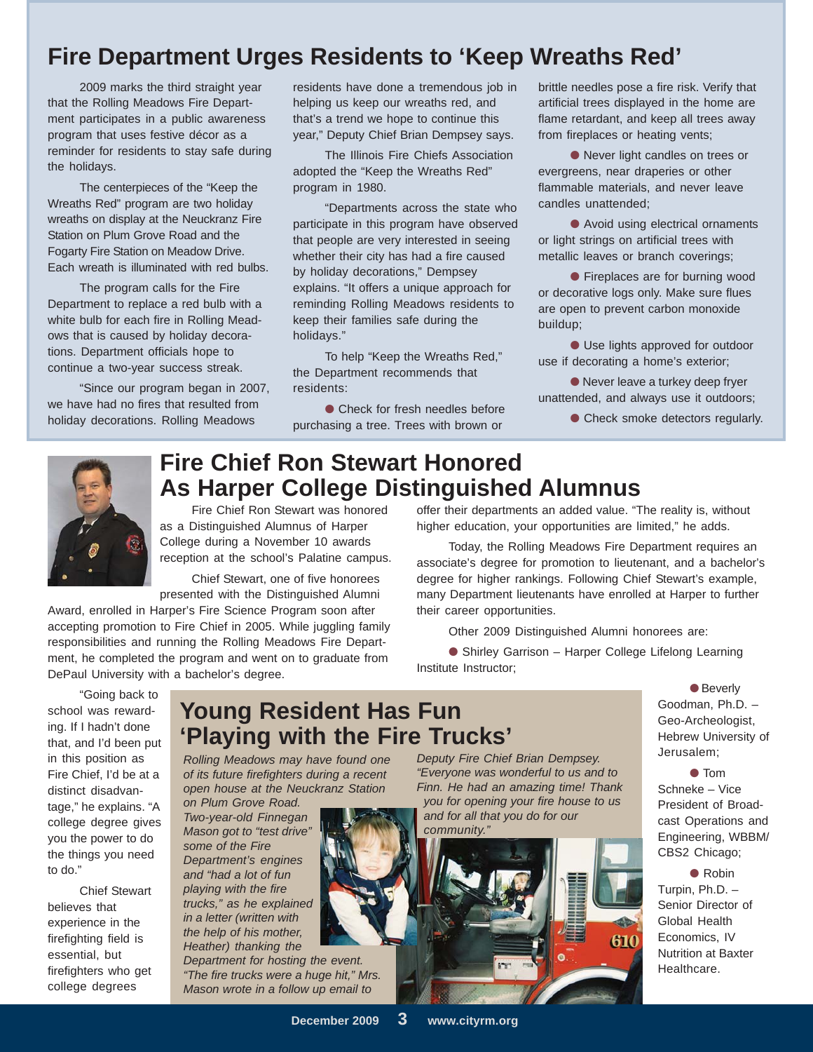# Fire Department Urges Residents to 'Keep Wreaths Red'

2009 marks the third straight year that the Rolling Meadows Fire Department participates in a public awareness program that uses festive décor as a reminder for residents to stay safe during the holidays.

The centerpieces of the "Keep the Wreaths Red" program are two holiday wreaths on display at the Neuckranz Fire Station on Plum Grove Road and the Fogarty Fire Station on Meadow Drive. Each wreath is illuminated with red bulbs.

The program calls for the Fire Department to replace a red bulb with a white bulb for each fire in Rolling Meadows that is caused by holiday decorations. Department officials hope to continue a two-year success streak.

"Since our program began in 2007, we have had no fires that resulted from holiday decorations. Rolling Meadows residents have done a tremendous job in helping us keep our wreaths red, and that's a trend we hope to continue this year," Deputy Chief Brian Dempsey says.

The Illinois Fire Chiefs Association adopted the "Keep the Wreaths Red" program in 1980.

"Departments across the state who participate in this program have observed that people are very interested in seeing whether their city has had a fire caused by holiday decorations," Dempsey explains. "It offers a unique approach for reminding Rolling Meadows residents to keep their families safe during the holidays."

To help "Keep the Wreaths Red," the Department recommends that residents:

- Check for fresh needles before purchasing a tree. Trees with brown or brittle needles pose a fire risk. Verify that artificial trees displayed in the home are flame retardant, and keep all trees away from fireplaces or heating vents;
- Never light candles on trees or evergreens, near draperies or other flammable materials, and never leave candles unattended;
- Avoid using electrical ornaments or light strings on artificial trees with metallic leaves or branch coverings;
- Fireplaces are for burning wood or decorative logs only. Make sure flues are open to prevent carbon monoxide buildup;
- Use lights approved for outdoor use if decorating a home's exterior;
- Never leave a turkey deep fryer unattended, and always use it outdoors;
- Check smoke detectors regularly.

# Fire Chief Ron Stewart Honored As Harper College Distinguished Alumnus

Fire Chief Ron Stewart was honored as a Distinguished Alumnus of Harper College during a November 10 awards reception at the school's Palatine campus.

Chief Stewart, one of five honorees presented with the Distinguished Alumni Award, enrolled in Harper's Fire Science Program soon after accepting promotion to Fire Chief in 2005. While juggling family responsibilities and running the Rolling Meadows Fire Department, he completed the program and went on to graduate from DePaul University with a bachelor's degree.

"Going back to school was rewarding. If I hadn't done that, and I'd been put in this position as Fire Chief, I'd be at a distinct disadvantage," he explains. "A college degree gives you the power to do the things you need to do."

Chief Stewart believes that experience in the firefighting field is essential, but firefighters who get college degrees offer their departments an added value. "The reality is, without higher education, your opportunities are limited," he adds.

Today, the Rolling Meadows Fire Department requires an associate's degree for promotion to lieutenant, and a bachelor's degree for higher rankings. Following Chief Stewart's example, many Department lieutenants have enrolled at Harper to further their career opportunities.

Other 2009 Distinguished Alumni honorees are:

- Shirley Garrison – Harper College Lifelong Learning Institute Instructor;
- Beverly Goodman, Ph.D. – Geo-Archeologist, Hebrew University of Jerusalem;
- Tom Schneke – Vice President of Broadcast Operations and Engineering, WBBM/CBS2 Chicago;
- Robin Turpin, Ph.D. – Senior Director of Global Health Economics, IV Nutrition at Baxter Healthcare.

# Young Resident Has Fun 'Playing with the Fire Trucks'

*Rolling Meadows may have found one of its future firefighters during a recent open house at the Neuckranz Station on Plum Grove Road.*

*Two-year-old Finnegan Mason got to "test drive" some of the Fire Department's engines and "had a lot of fun playing with the fire trucks," as he explained in a letter (written with the help of his mother, Heather) thanking the Department for hosting the event. "The fire trucks were a huge hit," Mrs. Mason wrote in a follow up email to Deputy Fire Chief Brian Dempsey. "Everyone was wonderful to us and to Finn. He had an amazing time! Thank you for opening your fire house to us and for all that you do for our community."*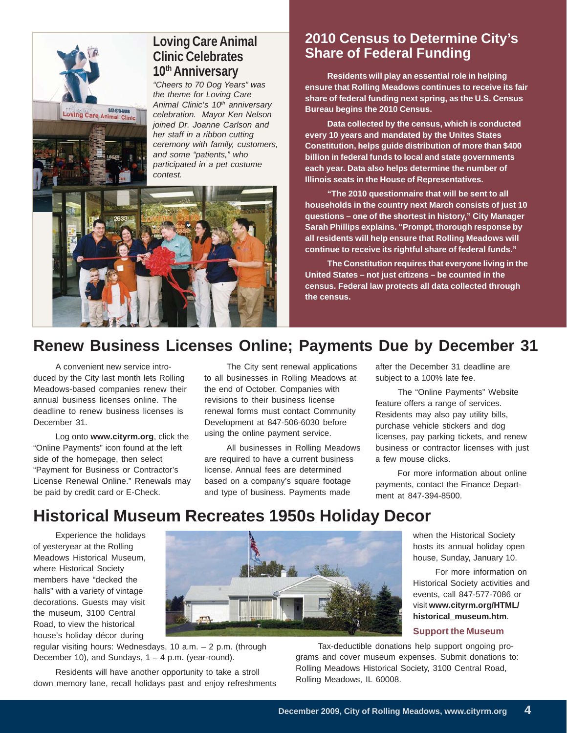## Loving Care Animal Clinic Celebrates 10th Anniversary

*"Cheers to 70 Dog Years" was the theme for Loving Care Animal Clinic's 10th anniversary celebration. Mayor Ken Nelson joined Dr. Joanne Carlson and her staff in a ribbon cutting ceremony with family, customers, and some "patients," who participated in a pet costume contest.*

## 2010 Census to Determine City's Share of Federal Funding

**Residents will play an essential role in helping ensure that Rolling Meadows continues to receive its fair share of federal funding next spring, as the U.S. Census Bureau begins the 2010 Census.**

**Data collected by the census, which is conducted every 10 years and mandated by the Unites States Constitution, helps guide distribution of more than $400 billion in federal funds to local and state governments each year. Data also helps determine the number of Illinois seats in the House of Representatives.**

**"The 2010 questionnaire that will be sent to all households in the country next March consists of just 10 questions – one of the shortest in history," City Manager Sarah Phillips explains. "Prompt, thorough response by all residents will help ensure that Rolling Meadows will continue to receive its rightful share of federal funds."**

**The Constitution requires that everyone living in the United States – not just citizens – be counted in the census. Federal law protects all data collected through the census.**

## Renew Business Licenses Online; Payments Due by December 31

A convenient new service introduced by the City last month lets Rolling Meadows-based companies renew their annual business licenses online. The deadline to renew business licenses is December 31.

Log onto **www.cityrm.org**, click the "Online Payments" icon found at the left side of the homepage, then select "Payment for Business or Contractor's License Renewal Online." Renewals may be paid by credit card or E-Check.

The City sent renewal applications to all businesses in Rolling Meadows at the end of October. Companies with revisions to their business license renewal forms must contact Community Development at 847-506-6030 before using the online payment service.

All businesses in Rolling Meadows are required to have a current business license. Annual fees are determined based on a company's square footage and type of business. Payments made after the December 31 deadline are subject to a 100% late fee.

The "Online Payments" Website feature offers a range of services. Residents may also pay utility bills, purchase vehicle stickers and dog licenses, pay parking tickets, and renew business or contractor licenses with just a few mouse clicks.

For more information about online payments, contact the Finance Department at 847-394-8500.

## Historical Museum Recreates 1950s Holiday Decor

Experience the holidays of yesteryear at the Rolling Meadows Historical Museum, where Historical Society members have "decked the halls" with a variety of vintage decorations. Guests may visit the museum, 3100 Central Road, to view the historical house's holiday décor during regular visiting hours: Wednesdays, 10 a.m. – 2 p.m. (through December 10), and Sundays, 1 – 4 p.m. (year-round).

Residents will have another opportunity to take a stroll down memory lane, recall holidays past and enjoy refreshments when the Historical Society hosts its annual holiday open house, Sunday, January 10.

For more information on Historical Society activities and events, call 847-577-7086 or visit **www.cityrm.org/HTML/historical_museum.htm**.

### Support the Museum

Tax-deductible donations help support ongoing programs and cover museum expenses. Submit donations to: Rolling Meadows Historical Society, 3100 Central Road, Rolling Meadows, IL 60008.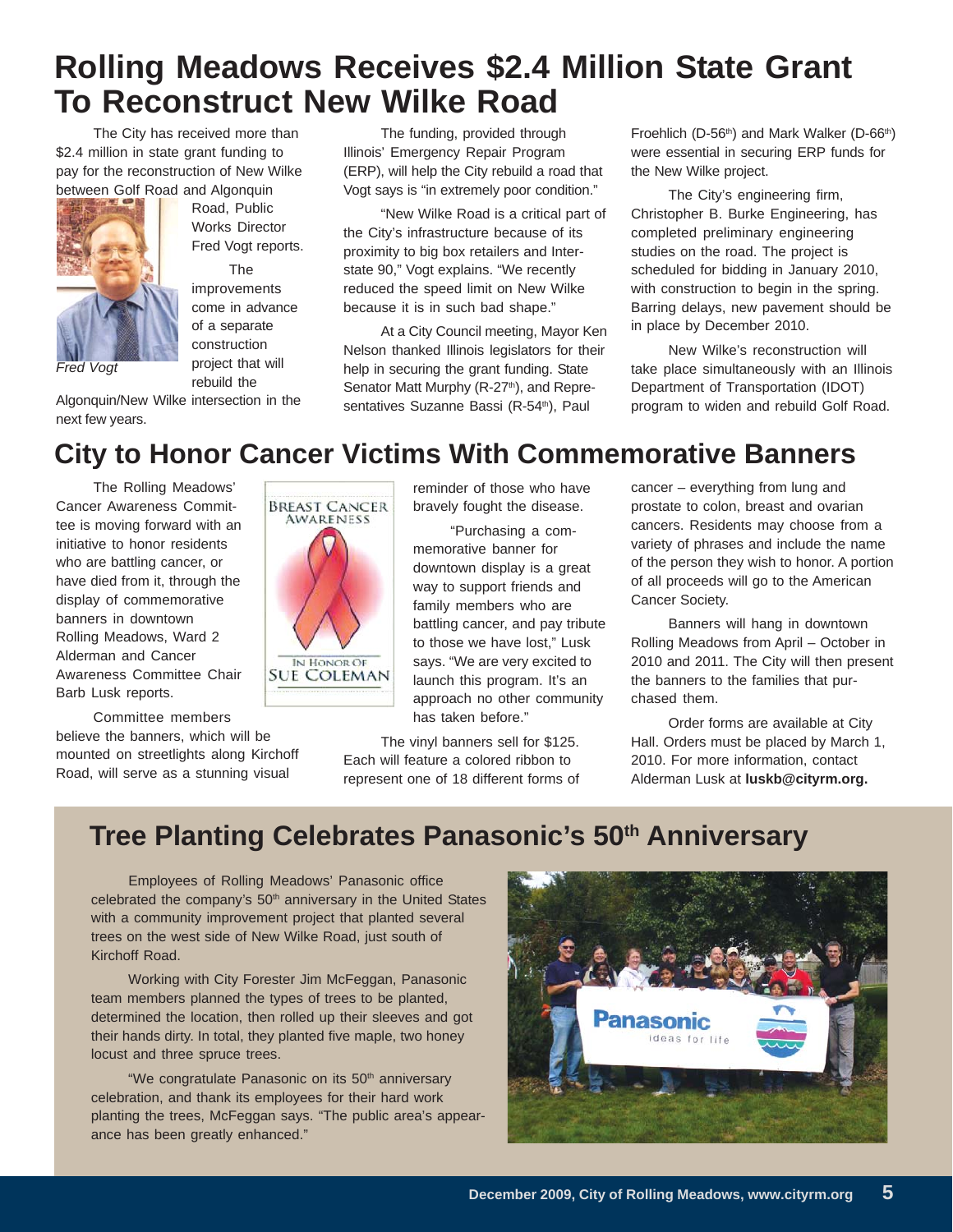# Rolling Meadows Receives $2.4 Million State Grant To Reconstruct New Wilke Road

The City has received more than $2.4 million in state grant funding to pay for the reconstruction of New Wilke between Golf Road and Algonquin Road, Public Works Director Fred Vogt reports.

*Fred Vogt*

The improvements come in advance of a separate construction project that will rebuild the Algonquin/New Wilke intersection in the next few years.

The funding, provided through Illinois' Emergency Repair Program (ERP), will help the City rebuild a road that Vogt says is "in extremely poor condition."

"New Wilke Road is a critical part of the City's infrastructure because of its proximity to big box retailers and Interstate 90," Vogt explains. "We recently reduced the speed limit on New Wilke because it is in such bad shape."

At a City Council meeting, Mayor Ken Nelson thanked Illinois legislators for their help in securing the grant funding. State Senator Matt Murphy (R-27th), and Representatives Suzanne Bassi (R-54th), Paul Froehlich (D-56th) and Mark Walker (D-66th) were essential in securing ERP funds for the New Wilke project.

The City's engineering firm, Christopher B. Burke Engineering, has completed preliminary engineering studies on the road. The project is scheduled for bidding in January 2010, with construction to begin in the spring. Barring delays, new pavement should be in place by December 2010.

New Wilke's reconstruction will take place simultaneously with an Illinois Department of Transportation (IDOT) program to widen and rebuild Golf Road.

# City to Honor Cancer Victims With Commemorative Banners

The Rolling Meadows' Cancer Awareness Committee is moving forward with an initiative to honor residents who are battling cancer, or have died from it, through the display of commemorative banners in downtown Rolling Meadows, Ward 2 Alderman and Cancer Awareness Committee Chair Barb Lusk reports.

BREAST CANCER AWARENESS

IN HONOR OF SUE COLEMAN

Committee members believe the banners, which will be mounted on streetlights along Kirchoff Road, will serve as a stunning visual reminder of those who have bravely fought the disease.

"Purchasing a commemorative banner for downtown display is a great way to support friends and family members who are battling cancer, and pay tribute to those we have lost," Lusk says. "We are very excited to launch this program. It's an approach no other community has taken before."

The vinyl banners sell for $125. Each will feature a colored ribbon to represent one of 18 different forms of cancer – everything from lung and prostate to colon, breast and ovarian cancers. Residents may choose from a variety of phrases and include the name of the person they wish to honor. A portion of all proceeds will go to the American Cancer Society.

Banners will hang in downtown Rolling Meadows from April – October in 2010 and 2011. The City will then present the banners to the families that purchased them.

Order forms are available at City Hall. Orders must be placed by March 1, 2010. For more information, contact Alderman Lusk at **luskb@cityrm.org.**

# Tree Planting Celebrates Panasonic's 50th Anniversary

Employees of Rolling Meadows' Panasonic office celebrated the company's 50th anniversary in the United States with a community improvement project that planted several trees on the west side of New Wilke Road, just south of Kirchoff Road.

Working with City Forester Jim McFeggan, Panasonic team members planned the types of trees to be planted, determined the location, then rolled up their sleeves and got their hands dirty. In total, they planted five maple, two honey locust and three spruce trees.

"We congratulate Panasonic on its 50th anniversary celebration, and thank its employees for their hard work planting the trees, McFeggan says. "The public area's appearance has been greatly enhanced."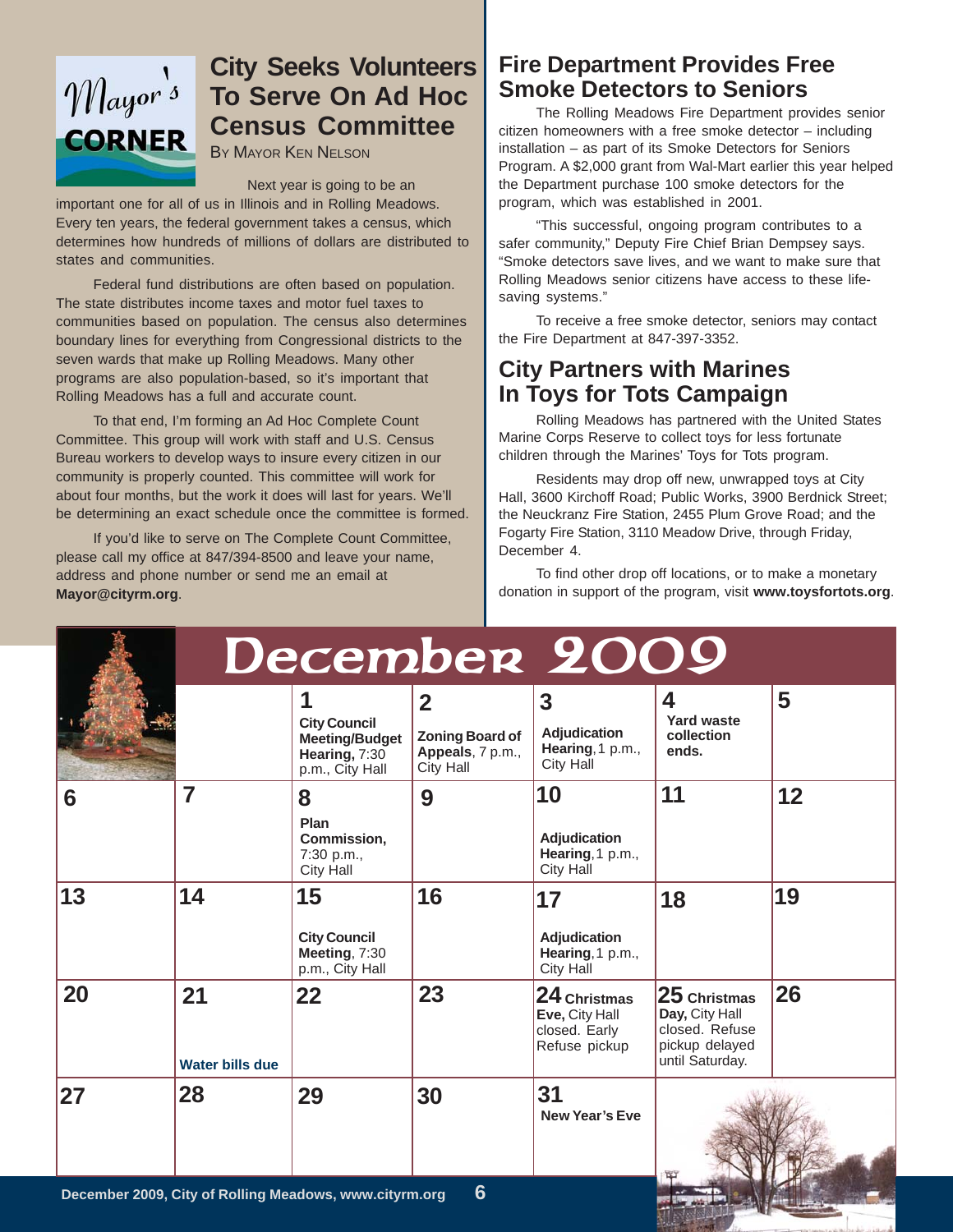Mayor's CORNER

## City Seeks Volunteers To Serve On Ad Hoc Census Committee

By Mayor Ken Nelson

Next year is going to be an important one for all of us in Illinois and in Rolling Meadows. Every ten years, the federal government takes a census, which determines how hundreds of millions of dollars are distributed to states and communities.

Federal fund distributions are often based on population. The state distributes income taxes and motor fuel taxes to communities based on population. The census also determines boundary lines for everything from Congressional districts to the seven wards that make up Rolling Meadows. Many other programs are also population-based, so it's important that Rolling Meadows has a full and accurate count.

To that end, I'm forming an Ad Hoc Complete Count Committee. This group will work with staff and U.S. Census Bureau workers to develop ways to insure every citizen in our community is properly counted. This committee will work for about four months, but the work it does will last for years. We'll be determining an exact schedule once the committee is formed.

If you'd like to serve on The Complete Count Committee, please call my office at 847/394-8500 and leave your name, address and phone number or send me an email at **Mayor@cityrm.org**.

## Fire Department Provides Free Smoke Detectors to Seniors

The Rolling Meadows Fire Department provides senior citizen homeowners with a free smoke detector – including installation – as part of its Smoke Detectors for Seniors Program. A $2,000 grant from Wal-Mart earlier this year helped the Department purchase 100 smoke detectors for the program, which was established in 2001.

"This successful, ongoing program contributes to a safer community," Deputy Fire Chief Brian Dempsey says. "Smoke detectors save lives, and we want to make sure that Rolling Meadows senior citizens have access to these life-saving systems."

To receive a free smoke detector, seniors may contact the Fire Department at 847-397-3352.

## City Partners with Marines In Toys for Tots Campaign

Rolling Meadows has partnered with the United States Marine Corps Reserve to collect toys for less fortunate children through the Marines' Toys for Tots program.

Residents may drop off new, unwrapped toys at City Hall, 3600 Kirchoff Road; Public Works, 3900 Berdnick Street; the Neuckranz Fire Station, 2455 Plum Grove Road; and the Fogarty Fire Station, 3110 Meadow Drive, through Friday, December 4.

To find other drop off locations, or to make a monetary donation in support of the program, visit **www.toysfortots.org**.

## December 2009

| | | | | | | |
|---|---|---|---|---|---|---|
| | | **1** **City Council Meeting/Budget Hearing,** 7:30 p.m., City Hall | **2** **Zoning Board of Appeals**, 7 p.m., City Hall | **3** **Adjudication Hearing**, 1 p.m., City Hall | **4** **Yard waste collection ends.** | **5** |
| **6** | **7** | **8** **Plan Commission,** 7:30 p.m., City Hall | **9** | **10** **Adjudication Hearing**, 1 p.m., City Hall | **11** | **12** |
| **13** | **14** | **15** **City Council Meeting**, 7:30 p.m., City Hall | **16** | **17** **Adjudication Hearing**, 1 p.m., City Hall | **18** | **19** |
| **20** | **21** **Water bills due** | **22** | **23** | **24 Christmas Eve,** City Hall closed. Early Refuse pickup | **25 Christmas Day,** City Hall closed. Refuse pickup delayed until Saturday. | **26** |
| **27** | **28** | **29** | **30** | **31** **New Year's Eve** | | |